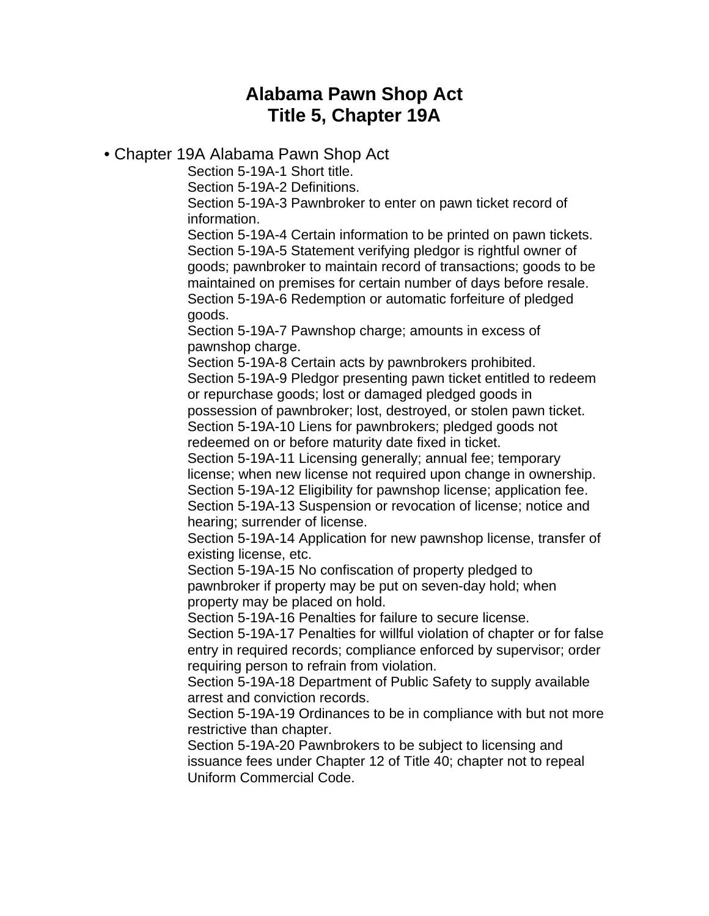# Alabama Pawn Shop Act
# Title 5, Chapter 19A

- Chapter 19A Alabama Pawn Shop Act
  - Section 5-19A-1 Short title.
  - Section 5-19A-2 Definitions.
  - Section 5-19A-3 Pawnbroker to enter on pawn ticket record of information.
  - Section 5-19A-4 Certain information to be printed on pawn tickets.
  - Section 5-19A-5 Statement verifying pledgor is rightful owner of goods; pawnbroker to maintain record of transactions; goods to be maintained on premises for certain number of days before resale.
  - Section 5-19A-6 Redemption or automatic forfeiture of pledged goods.
  - Section 5-19A-7 Pawnshop charge; amounts in excess of pawnshop charge.
  - Section 5-19A-8 Certain acts by pawnbrokers prohibited.
  - Section 5-19A-9 Pledgor presenting pawn ticket entitled to redeem or repurchase goods; lost or damaged pledged goods in possession of pawnbroker; lost, destroyed, or stolen pawn ticket.
  - Section 5-19A-10 Liens for pawnbrokers; pledged goods not redeemed on or before maturity date fixed in ticket.
  - Section 5-19A-11 Licensing generally; annual fee; temporary license; when new license not required upon change in ownership.
  - Section 5-19A-12 Eligibility for pawnshop license; application fee.
  - Section 5-19A-13 Suspension or revocation of license; notice and hearing; surrender of license.
  - Section 5-19A-14 Application for new pawnshop license, transfer of existing license, etc.
  - Section 5-19A-15 No confiscation of property pledged to pawnbroker if property may be put on seven-day hold; when property may be placed on hold.
  - Section 5-19A-16 Penalties for failure to secure license.
  - Section 5-19A-17 Penalties for willful violation of chapter or for false entry in required records; compliance enforced by supervisor; order requiring person to refrain from violation.
  - Section 5-19A-18 Department of Public Safety to supply available arrest and conviction records.
  - Section 5-19A-19 Ordinances to be in compliance with but not more restrictive than chapter.
  - Section 5-19A-20 Pawnbrokers to be subject to licensing and issuance fees under Chapter 12 of Title 40; chapter not to repeal Uniform Commercial Code.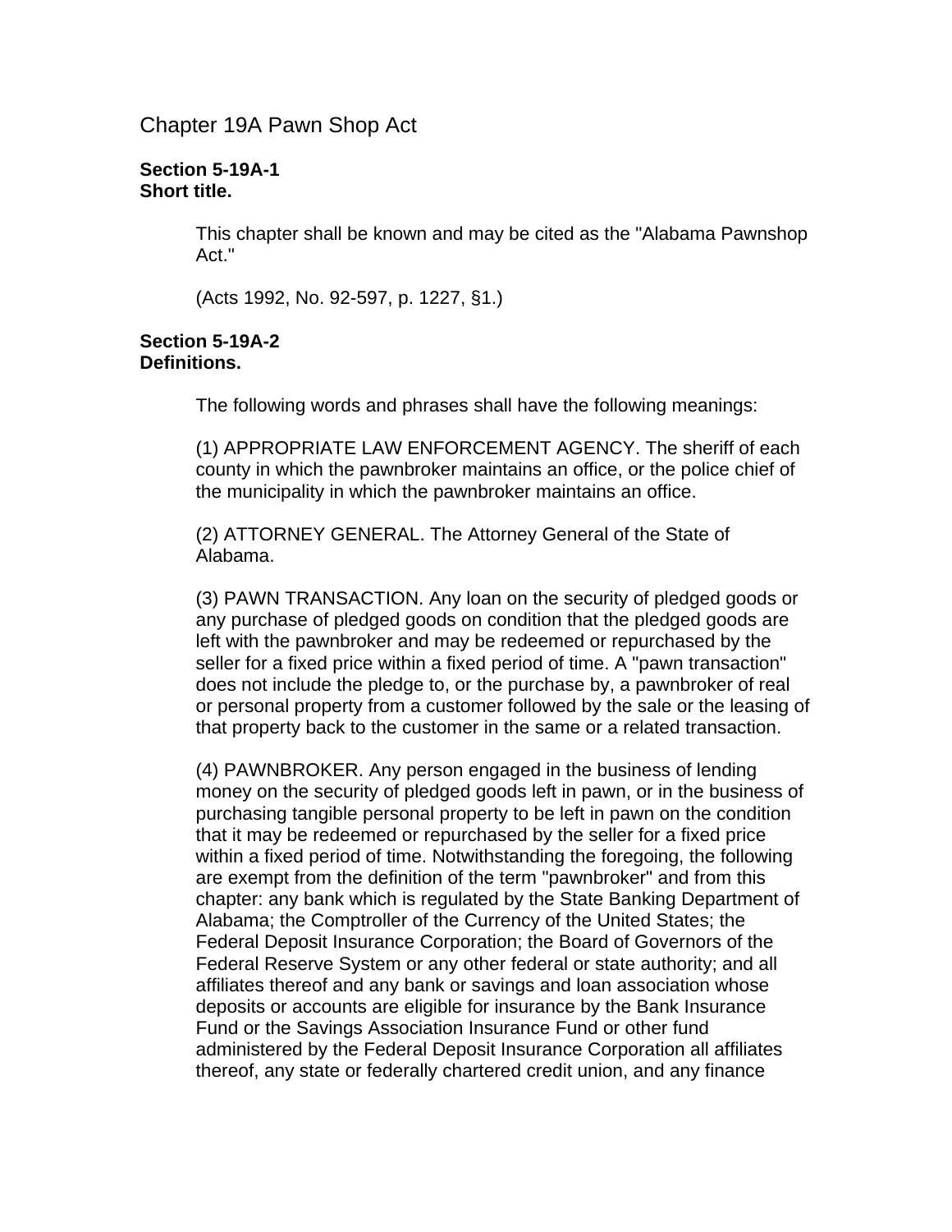# Chapter 19A Pawn Shop Act

**Section 5-19A-1**
**Short title.**

This chapter shall be known and may be cited as the "Alabama Pawnshop Act."

(Acts 1992, No. 92-597, p. 1227, §1.)

**Section 5-19A-2**
**Definitions.**

The following words and phrases shall have the following meanings:

(1) APPROPRIATE LAW ENFORCEMENT AGENCY. The sheriff of each county in which the pawnbroker maintains an office, or the police chief of the municipality in which the pawnbroker maintains an office.

(2) ATTORNEY GENERAL. The Attorney General of the State of Alabama.

(3) PAWN TRANSACTION. Any loan on the security of pledged goods or any purchase of pledged goods on condition that the pledged goods are left with the pawnbroker and may be redeemed or repurchased by the seller for a fixed price within a fixed period of time. A "pawn transaction" does not include the pledge to, or the purchase by, a pawnbroker of real or personal property from a customer followed by the sale or the leasing of that property back to the customer in the same or a related transaction.

(4) PAWNBROKER. Any person engaged in the business of lending money on the security of pledged goods left in pawn, or in the business of purchasing tangible personal property to be left in pawn on the condition that it may be redeemed or repurchased by the seller for a fixed price within a fixed period of time. Notwithstanding the foregoing, the following are exempt from the definition of the term "pawnbroker" and from this chapter: any bank which is regulated by the State Banking Department of Alabama; the Comptroller of the Currency of the United States; the Federal Deposit Insurance Corporation; the Board of Governors of the Federal Reserve System or any other federal or state authority; and all affiliates thereof and any bank or savings and loan association whose deposits or accounts are eligible for insurance by the Bank Insurance Fund or the Savings Association Insurance Fund or other fund administered by the Federal Deposit Insurance Corporation all affiliates thereof, any state or federally chartered credit union, and any finance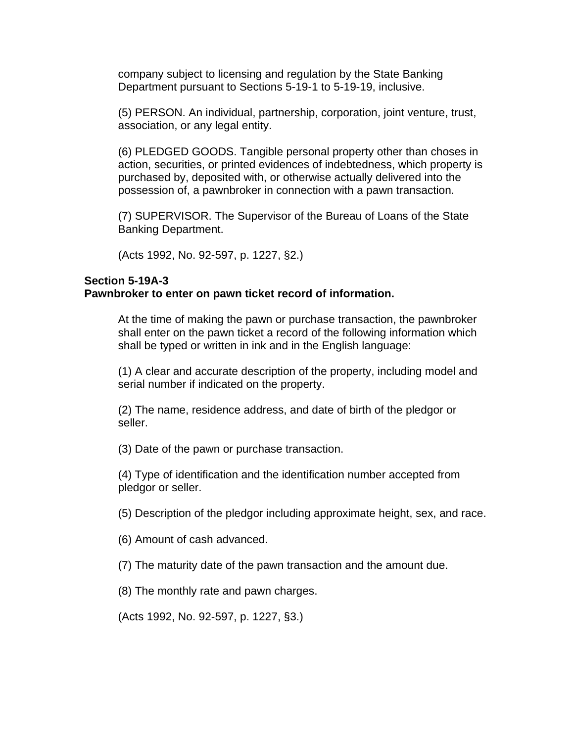company subject to licensing and regulation by the State Banking Department pursuant to Sections 5-19-1 to 5-19-19, inclusive.

(5) PERSON. An individual, partnership, corporation, joint venture, trust, association, or any legal entity.

(6) PLEDGED GOODS. Tangible personal property other than choses in action, securities, or printed evidences of indebtedness, which property is purchased by, deposited with, or otherwise actually delivered into the possession of, a pawnbroker in connection with a pawn transaction.

(7) SUPERVISOR. The Supervisor of the Bureau of Loans of the State Banking Department.

(Acts 1992, No. 92-597, p. 1227, §2.)

**Section 5-19A-3**
**Pawnbroker to enter on pawn ticket record of information.**

At the time of making the pawn or purchase transaction, the pawnbroker shall enter on the pawn ticket a record of the following information which shall be typed or written in ink and in the English language:

(1) A clear and accurate description of the property, including model and serial number if indicated on the property.

(2) The name, residence address, and date of birth of the pledgor or seller.

(3) Date of the pawn or purchase transaction.

(4) Type of identification and the identification number accepted from pledgor or seller.

(5) Description of the pledgor including approximate height, sex, and race.

(6) Amount of cash advanced.

(7) The maturity date of the pawn transaction and the amount due.

(8) The monthly rate and pawn charges.

(Acts 1992, No. 92-597, p. 1227, §3.)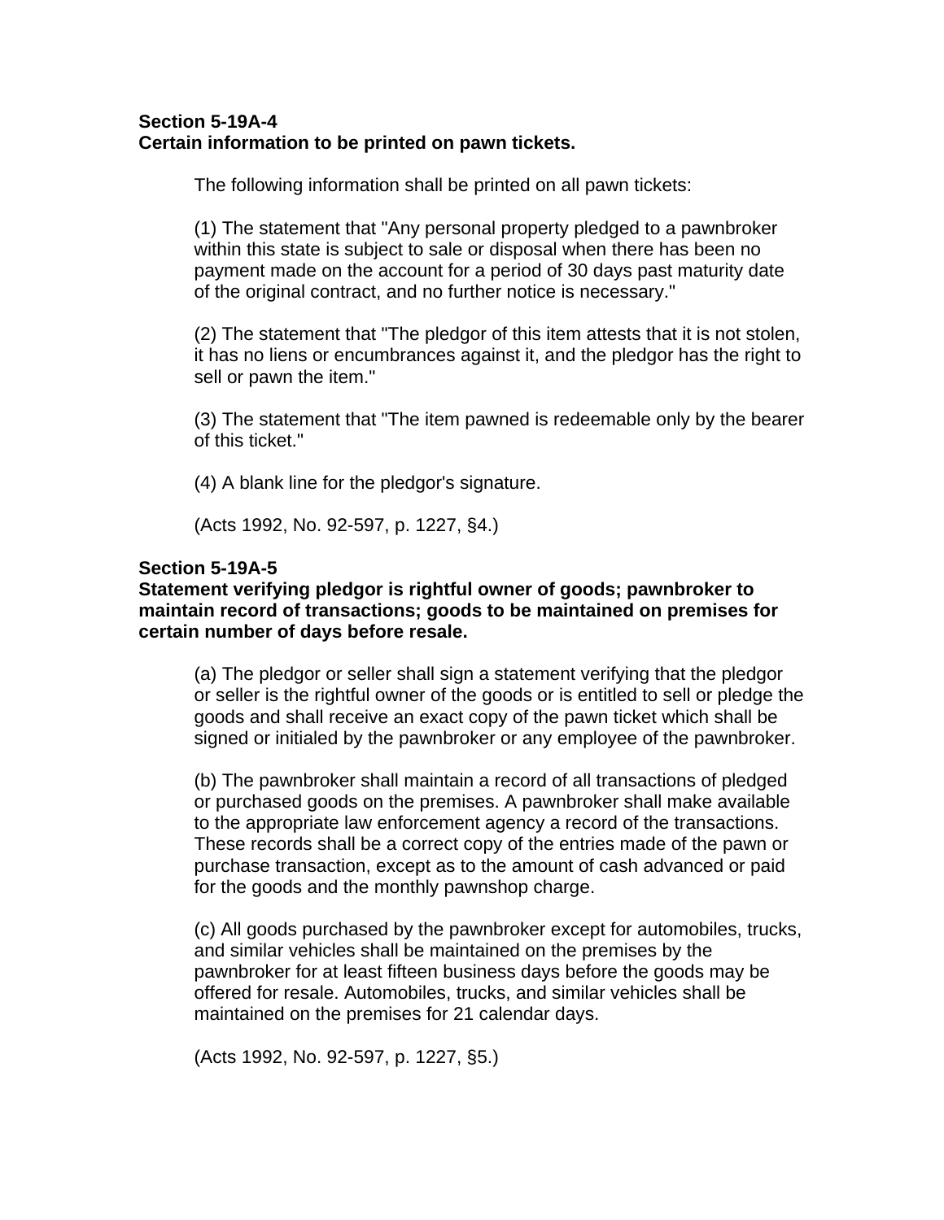**Section 5-19A-4**
**Certain information to be printed on pawn tickets.**

The following information shall be printed on all pawn tickets:

(1) The statement that "Any personal property pledged to a pawnbroker within this state is subject to sale or disposal when there has been no payment made on the account for a period of 30 days past maturity date of the original contract, and no further notice is necessary."

(2) The statement that "The pledgor of this item attests that it is not stolen, it has no liens or encumbrances against it, and the pledgor has the right to sell or pawn the item."

(3) The statement that "The item pawned is redeemable only by the bearer of this ticket."

(4) A blank line for the pledgor's signature.

(Acts 1992, No. 92-597, p. 1227, §4.)

**Section 5-19A-5**
**Statement verifying pledgor is rightful owner of goods; pawnbroker to maintain record of transactions; goods to be maintained on premises for certain number of days before resale.**

(a) The pledgor or seller shall sign a statement verifying that the pledgor or seller is the rightful owner of the goods or is entitled to sell or pledge the goods and shall receive an exact copy of the pawn ticket which shall be signed or initialed by the pawnbroker or any employee of the pawnbroker.

(b) The pawnbroker shall maintain a record of all transactions of pledged or purchased goods on the premises. A pawnbroker shall make available to the appropriate law enforcement agency a record of the transactions. These records shall be a correct copy of the entries made of the pawn or purchase transaction, except as to the amount of cash advanced or paid for the goods and the monthly pawnshop charge.

(c) All goods purchased by the pawnbroker except for automobiles, trucks, and similar vehicles shall be maintained on the premises by the pawnbroker for at least fifteen business days before the goods may be offered for resale. Automobiles, trucks, and similar vehicles shall be maintained on the premises for 21 calendar days.

(Acts 1992, No. 92-597, p. 1227, §5.)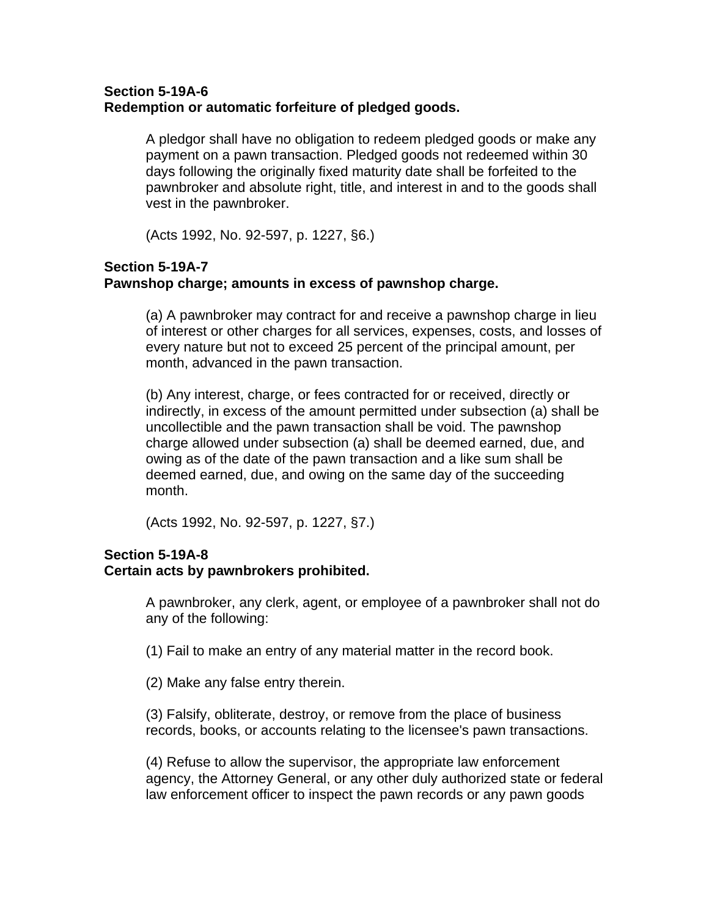**Section 5-19A-6**
**Redemption or automatic forfeiture of pledged goods.**

A pledgor shall have no obligation to redeem pledged goods or make any payment on a pawn transaction. Pledged goods not redeemed within 30 days following the originally fixed maturity date shall be forfeited to the pawnbroker and absolute right, title, and interest in and to the goods shall vest in the pawnbroker.

(Acts 1992, No. 92-597, p. 1227, §6.)

**Section 5-19A-7**
**Pawnshop charge; amounts in excess of pawnshop charge.**

(a) A pawnbroker may contract for and receive a pawnshop charge in lieu of interest or other charges for all services, expenses, costs, and losses of every nature but not to exceed 25 percent of the principal amount, per month, advanced in the pawn transaction.

(b) Any interest, charge, or fees contracted for or received, directly or indirectly, in excess of the amount permitted under subsection (a) shall be uncollectible and the pawn transaction shall be void. The pawnshop charge allowed under subsection (a) shall be deemed earned, due, and owing as of the date of the pawn transaction and a like sum shall be deemed earned, due, and owing on the same day of the succeeding month.

(Acts 1992, No. 92-597, p. 1227, §7.)

**Section 5-19A-8**
**Certain acts by pawnbrokers prohibited.**

A pawnbroker, any clerk, agent, or employee of a pawnbroker shall not do any of the following:

(1) Fail to make an entry of any material matter in the record book.

(2) Make any false entry therein.

(3) Falsify, obliterate, destroy, or remove from the place of business records, books, or accounts relating to the licensee's pawn transactions.

(4) Refuse to allow the supervisor, the appropriate law enforcement agency, the Attorney General, or any other duly authorized state or federal law enforcement officer to inspect the pawn records or any pawn goods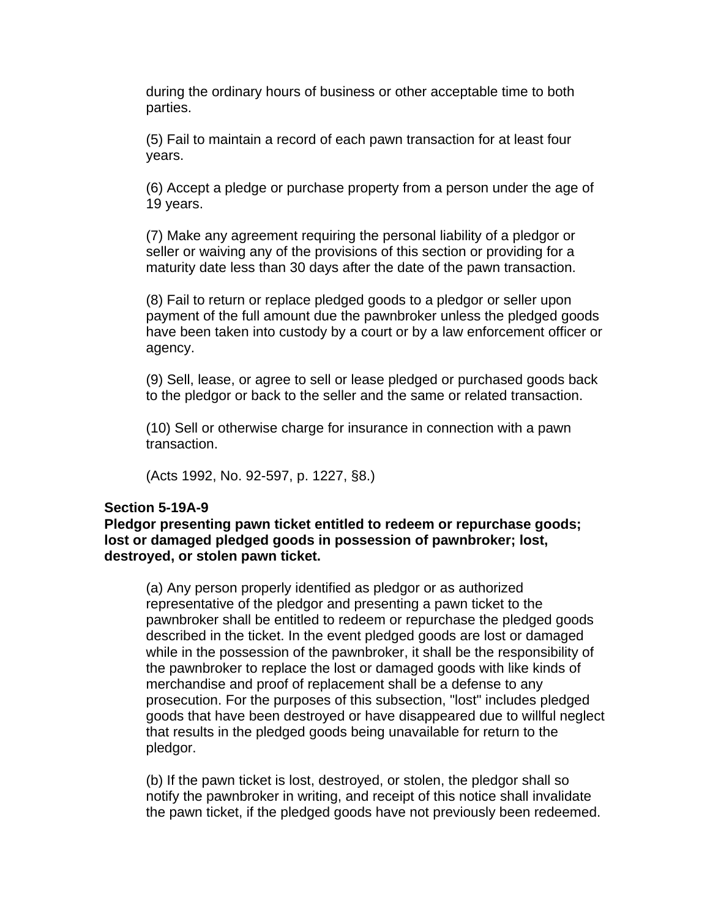during the ordinary hours of business or other acceptable time to both parties.

(5) Fail to maintain a record of each pawn transaction for at least four years.

(6) Accept a pledge or purchase property from a person under the age of 19 years.

(7) Make any agreement requiring the personal liability of a pledgor or seller or waiving any of the provisions of this section or providing for a maturity date less than 30 days after the date of the pawn transaction.

(8) Fail to return or replace pledged goods to a pledgor or seller upon payment of the full amount due the pawnbroker unless the pledged goods have been taken into custody by a court or by a law enforcement officer or agency.

(9) Sell, lease, or agree to sell or lease pledged or purchased goods back to the pledgor or back to the seller and the same or related transaction.

(10) Sell or otherwise charge for insurance in connection with a pawn transaction.

(Acts 1992, No. 92-597, p. 1227, §8.)

**Section 5-19A-9**
**Pledgor presenting pawn ticket entitled to redeem or repurchase goods; lost or damaged pledged goods in possession of pawnbroker; lost, destroyed, or stolen pawn ticket.**

(a) Any person properly identified as pledgor or as authorized representative of the pledgor and presenting a pawn ticket to the pawnbroker shall be entitled to redeem or repurchase the pledged goods described in the ticket. In the event pledged goods are lost or damaged while in the possession of the pawnbroker, it shall be the responsibility of the pawnbroker to replace the lost or damaged goods with like kinds of merchandise and proof of replacement shall be a defense to any prosecution. For the purposes of this subsection, "lost" includes pledged goods that have been destroyed or have disappeared due to willful neglect that results in the pledged goods being unavailable for return to the pledgor.

(b) If the pawn ticket is lost, destroyed, or stolen, the pledgor shall so notify the pawnbroker in writing, and receipt of this notice shall invalidate the pawn ticket, if the pledged goods have not previously been redeemed.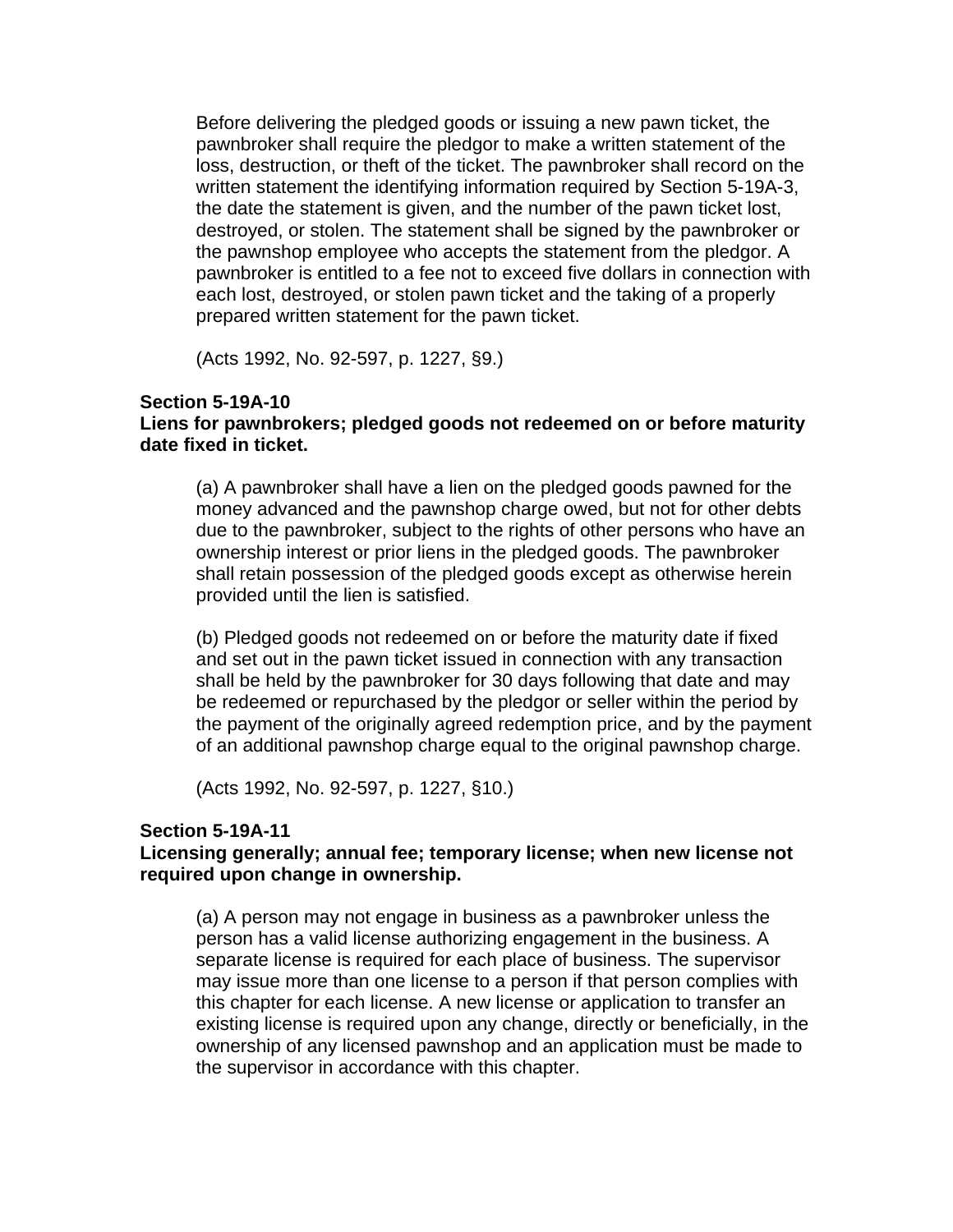Before delivering the pledged goods or issuing a new pawn ticket, the pawnbroker shall require the pledgor to make a written statement of the loss, destruction, or theft of the ticket. The pawnbroker shall record on the written statement the identifying information required by Section 5-19A-3, the date the statement is given, and the number of the pawn ticket lost, destroyed, or stolen. The statement shall be signed by the pawnbroker or the pawnshop employee who accepts the statement from the pledgor. A pawnbroker is entitled to a fee not to exceed five dollars in connection with each lost, destroyed, or stolen pawn ticket and the taking of a properly prepared written statement for the pawn ticket.

(Acts 1992, No. 92-597, p. 1227, §9.)

**Section 5-19A-10**
**Liens for pawnbrokers; pledged goods not redeemed on or before maturity date fixed in ticket.**

(a) A pawnbroker shall have a lien on the pledged goods pawned for the money advanced and the pawnshop charge owed, but not for other debts due to the pawnbroker, subject to the rights of other persons who have an ownership interest or prior liens in the pledged goods. The pawnbroker shall retain possession of the pledged goods except as otherwise herein provided until the lien is satisfied.

(b) Pledged goods not redeemed on or before the maturity date if fixed and set out in the pawn ticket issued in connection with any transaction shall be held by the pawnbroker for 30 days following that date and may be redeemed or repurchased by the pledgor or seller within the period by the payment of the originally agreed redemption price, and by the payment of an additional pawnshop charge equal to the original pawnshop charge.

(Acts 1992, No. 92-597, p. 1227, §10.)

**Section 5-19A-11**
**Licensing generally; annual fee; temporary license; when new license not required upon change in ownership.**

(a) A person may not engage in business as a pawnbroker unless the person has a valid license authorizing engagement in the business. A separate license is required for each place of business. The supervisor may issue more than one license to a person if that person complies with this chapter for each license. A new license or application to transfer an existing license is required upon any change, directly or beneficially, in the ownership of any licensed pawnshop and an application must be made to the supervisor in accordance with this chapter.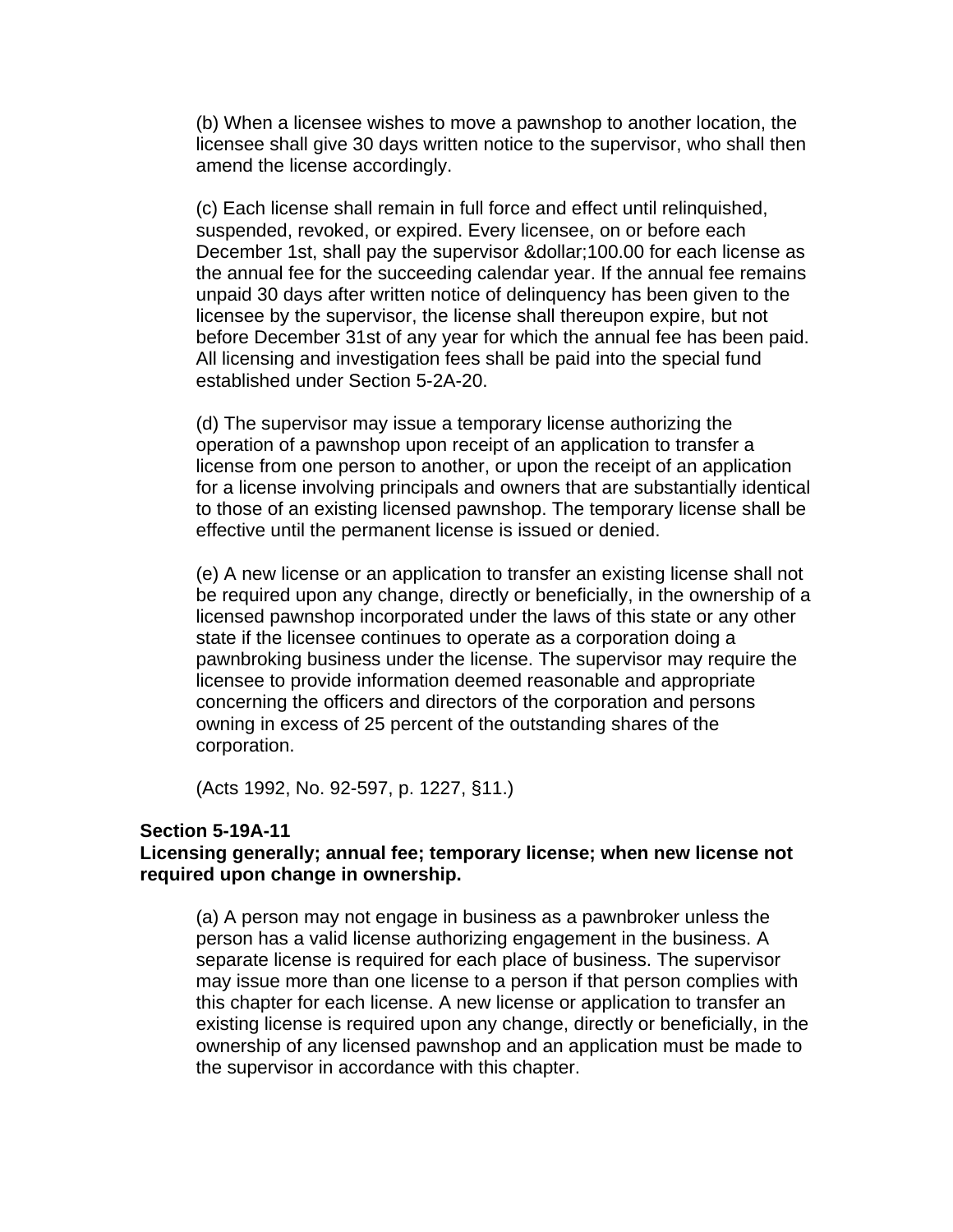(b) When a licensee wishes to move a pawnshop to another location, the licensee shall give 30 days written notice to the supervisor, who shall then amend the license accordingly.

(c) Each license shall remain in full force and effect until relinquished, suspended, revoked, or expired. Every licensee, on or before each December 1st, shall pay the supervisor &dollar;100.00 for each license as the annual fee for the succeeding calendar year. If the annual fee remains unpaid 30 days after written notice of delinquency has been given to the licensee by the supervisor, the license shall thereupon expire, but not before December 31st of any year for which the annual fee has been paid. All licensing and investigation fees shall be paid into the special fund established under Section 5-2A-20.

(d) The supervisor may issue a temporary license authorizing the operation of a pawnshop upon receipt of an application to transfer a license from one person to another, or upon the receipt of an application for a license involving principals and owners that are substantially identical to those of an existing licensed pawnshop. The temporary license shall be effective until the permanent license is issued or denied.

(e) A new license or an application to transfer an existing license shall not be required upon any change, directly or beneficially, in the ownership of a licensed pawnshop incorporated under the laws of this state or any other state if the licensee continues to operate as a corporation doing a pawnbroking business under the license. The supervisor may require the licensee to provide information deemed reasonable and appropriate concerning the officers and directors of the corporation and persons owning in excess of 25 percent of the outstanding shares of the corporation.

(Acts 1992, No. 92-597, p. 1227, §11.)

**Section 5-19A-11**
**Licensing generally; annual fee; temporary license; when new license not required upon change in ownership.**

(a) A person may not engage in business as a pawnbroker unless the person has a valid license authorizing engagement in the business. A separate license is required for each place of business. The supervisor may issue more than one license to a person if that person complies with this chapter for each license. A new license or application to transfer an existing license is required upon any change, directly or beneficially, in the ownership of any licensed pawnshop and an application must be made to the supervisor in accordance with this chapter.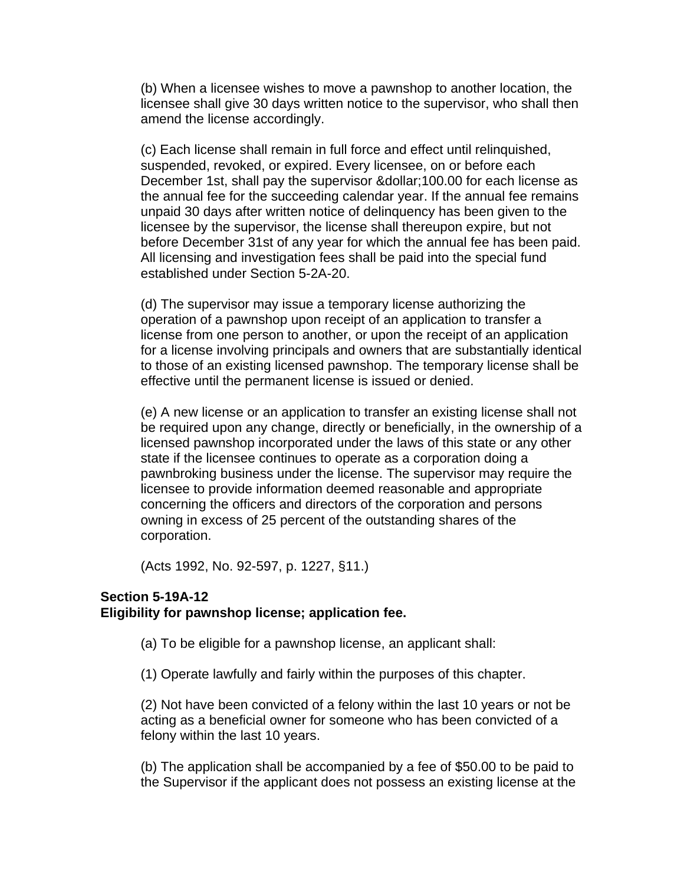(b) When a licensee wishes to move a pawnshop to another location, the licensee shall give 30 days written notice to the supervisor, who shall then amend the license accordingly.

(c) Each license shall remain in full force and effect until relinquished, suspended, revoked, or expired. Every licensee, on or before each December 1st, shall pay the supervisor &dollar;100.00 for each license as the annual fee for the succeeding calendar year. If the annual fee remains unpaid 30 days after written notice of delinquency has been given to the licensee by the supervisor, the license shall thereupon expire, but not before December 31st of any year for which the annual fee has been paid. All licensing and investigation fees shall be paid into the special fund established under Section 5-2A-20.

(d) The supervisor may issue a temporary license authorizing the operation of a pawnshop upon receipt of an application to transfer a license from one person to another, or upon the receipt of an application for a license involving principals and owners that are substantially identical to those of an existing licensed pawnshop. The temporary license shall be effective until the permanent license is issued or denied.

(e) A new license or an application to transfer an existing license shall not be required upon any change, directly or beneficially, in the ownership of a licensed pawnshop incorporated under the laws of this state or any other state if the licensee continues to operate as a corporation doing a pawnbroking business under the license. The supervisor may require the licensee to provide information deemed reasonable and appropriate concerning the officers and directors of the corporation and persons owning in excess of 25 percent of the outstanding shares of the corporation.

(Acts 1992, No. 92-597, p. 1227, §11.)

**Section 5-19A-12**
**Eligibility for pawnshop license; application fee.**

(a) To be eligible for a pawnshop license, an applicant shall:

(1) Operate lawfully and fairly within the purposes of this chapter.

(2) Not have been convicted of a felony within the last 10 years or not be acting as a beneficial owner for someone who has been convicted of a felony within the last 10 years.

(b) The application shall be accompanied by a fee of $50.00 to be paid to the Supervisor if the applicant does not possess an existing license at the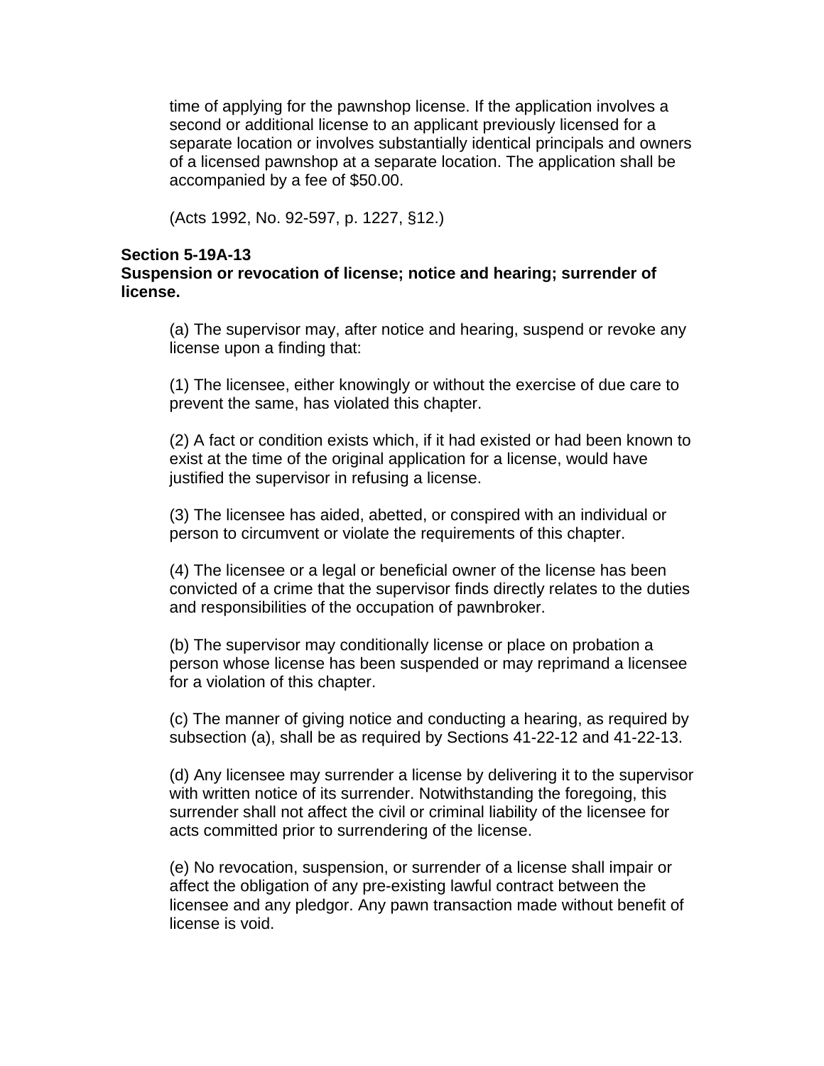time of applying for the pawnshop license. If the application involves a second or additional license to an applicant previously licensed for a separate location or involves substantially identical principals and owners of a licensed pawnshop at a separate location. The application shall be accompanied by a fee of $50.00.

(Acts 1992, No. 92-597, p. 1227, §12.)

**Section 5-19A-13**
**Suspension or revocation of license; notice and hearing; surrender of license.**

(a) The supervisor may, after notice and hearing, suspend or revoke any license upon a finding that:

(1) The licensee, either knowingly or without the exercise of due care to prevent the same, has violated this chapter.

(2) A fact or condition exists which, if it had existed or had been known to exist at the time of the original application for a license, would have justified the supervisor in refusing a license.

(3) The licensee has aided, abetted, or conspired with an individual or person to circumvent or violate the requirements of this chapter.

(4) The licensee or a legal or beneficial owner of the license has been convicted of a crime that the supervisor finds directly relates to the duties and responsibilities of the occupation of pawnbroker.

(b) The supervisor may conditionally license or place on probation a person whose license has been suspended or may reprimand a licensee for a violation of this chapter.

(c) The manner of giving notice and conducting a hearing, as required by subsection (a), shall be as required by Sections 41-22-12 and 41-22-13.

(d) Any licensee may surrender a license by delivering it to the supervisor with written notice of its surrender. Notwithstanding the foregoing, this surrender shall not affect the civil or criminal liability of the licensee for acts committed prior to surrendering of the license.

(e) No revocation, suspension, or surrender of a license shall impair or affect the obligation of any pre-existing lawful contract between the licensee and any pledgor. Any pawn transaction made without benefit of license is void.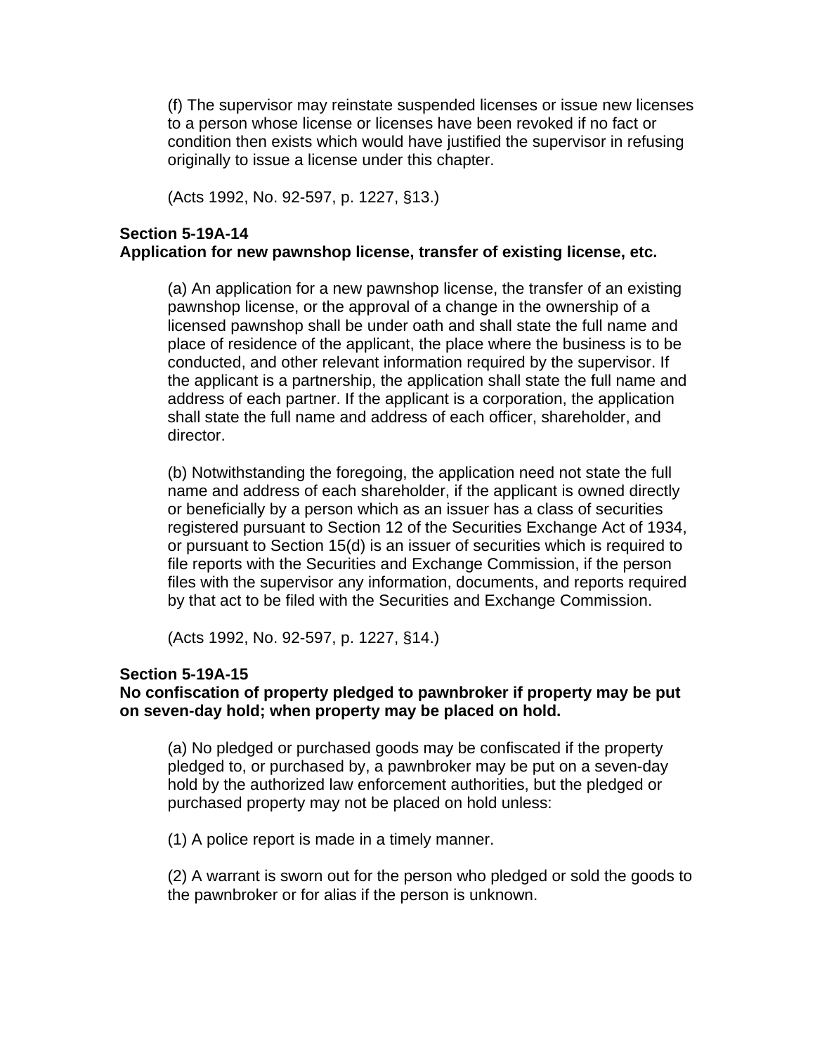(f) The supervisor may reinstate suspended licenses or issue new licenses to a person whose license or licenses have been revoked if no fact or condition then exists which would have justified the supervisor in refusing originally to issue a license under this chapter.

(Acts 1992, No. 92-597, p. 1227, §13.)

**Section 5-19A-14**
**Application for new pawnshop license, transfer of existing license, etc.**

(a) An application for a new pawnshop license, the transfer of an existing pawnshop license, or the approval of a change in the ownership of a licensed pawnshop shall be under oath and shall state the full name and place of residence of the applicant, the place where the business is to be conducted, and other relevant information required by the supervisor. If the applicant is a partnership, the application shall state the full name and address of each partner. If the applicant is a corporation, the application shall state the full name and address of each officer, shareholder, and director.

(b) Notwithstanding the foregoing, the application need not state the full name and address of each shareholder, if the applicant is owned directly or beneficially by a person which as an issuer has a class of securities registered pursuant to Section 12 of the Securities Exchange Act of 1934, or pursuant to Section 15(d) is an issuer of securities which is required to file reports with the Securities and Exchange Commission, if the person files with the supervisor any information, documents, and reports required by that act to be filed with the Securities and Exchange Commission.

(Acts 1992, No. 92-597, p. 1227, §14.)

**Section 5-19A-15**
**No confiscation of property pledged to pawnbroker if property may be put on seven-day hold; when property may be placed on hold.**

(a) No pledged or purchased goods may be confiscated if the property pledged to, or purchased by, a pawnbroker may be put on a seven-day hold by the authorized law enforcement authorities, but the pledged or purchased property may not be placed on hold unless:

(1) A police report is made in a timely manner.

(2) A warrant is sworn out for the person who pledged or sold the goods to the pawnbroker or for alias if the person is unknown.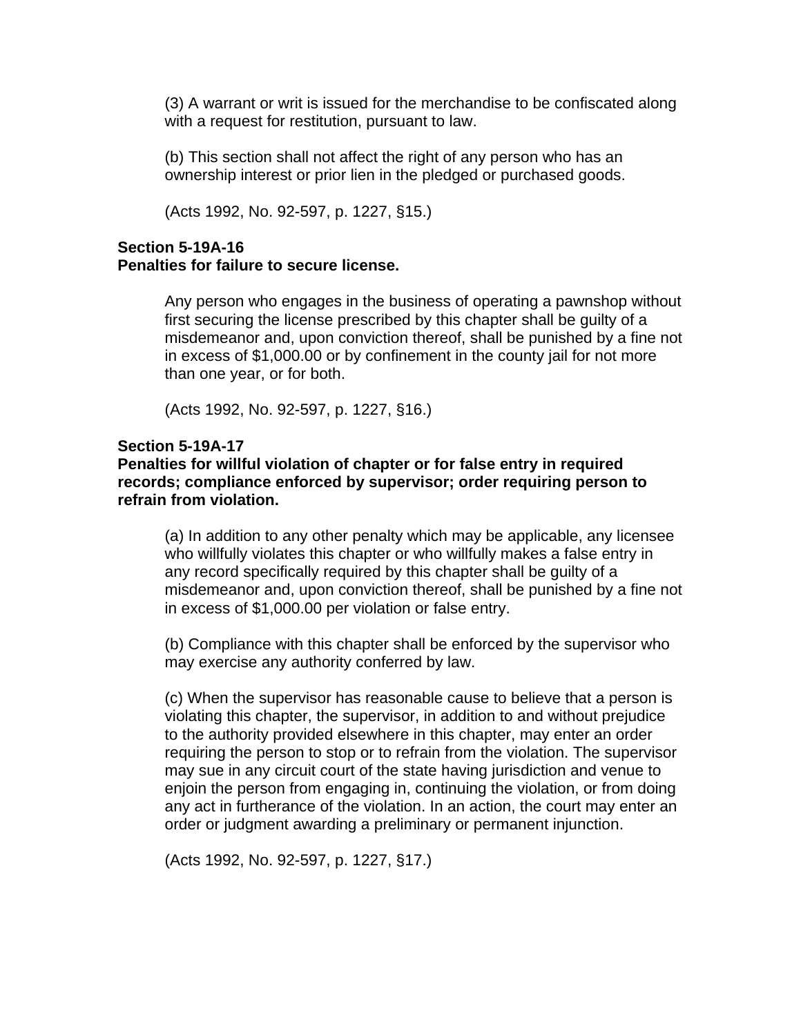(3) A warrant or writ is issued for the merchandise to be confiscated along with a request for restitution, pursuant to law.

(b) This section shall not affect the right of any person who has an ownership interest or prior lien in the pledged or purchased goods.

(Acts 1992, No. 92-597, p. 1227, §15.)

**Section 5-19A-16**
**Penalties for failure to secure license.**

Any person who engages in the business of operating a pawnshop without first securing the license prescribed by this chapter shall be guilty of a misdemeanor and, upon conviction thereof, shall be punished by a fine not in excess of $1,000.00 or by confinement in the county jail for not more than one year, or for both.

(Acts 1992, No. 92-597, p. 1227, §16.)

**Section 5-19A-17**
**Penalties for willful violation of chapter or for false entry in required records; compliance enforced by supervisor; order requiring person to refrain from violation.**

(a) In addition to any other penalty which may be applicable, any licensee who willfully violates this chapter or who willfully makes a false entry in any record specifically required by this chapter shall be guilty of a misdemeanor and, upon conviction thereof, shall be punished by a fine not in excess of $1,000.00 per violation or false entry.

(b) Compliance with this chapter shall be enforced by the supervisor who may exercise any authority conferred by law.

(c) When the supervisor has reasonable cause to believe that a person is violating this chapter, the supervisor, in addition to and without prejudice to the authority provided elsewhere in this chapter, may enter an order requiring the person to stop or to refrain from the violation. The supervisor may sue in any circuit court of the state having jurisdiction and venue to enjoin the person from engaging in, continuing the violation, or from doing any act in furtherance of the violation. In an action, the court may enter an order or judgment awarding a preliminary or permanent injunction.

(Acts 1992, No. 92-597, p. 1227, §17.)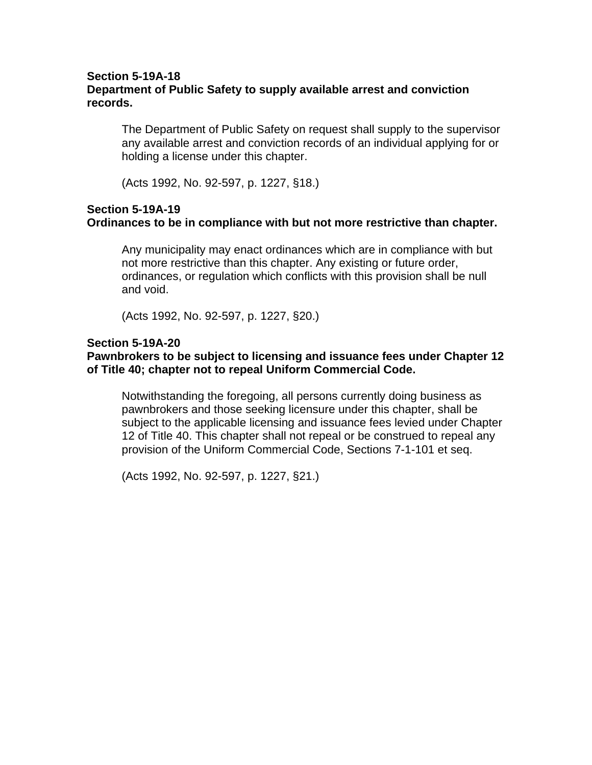**Section 5-19A-18**
**Department of Public Safety to supply available arrest and conviction records.**

The Department of Public Safety on request shall supply to the supervisor any available arrest and conviction records of an individual applying for or holding a license under this chapter.

(Acts 1992, No. 92-597, p. 1227, §18.)

**Section 5-19A-19**
**Ordinances to be in compliance with but not more restrictive than chapter.**

Any municipality may enact ordinances which are in compliance with but not more restrictive than this chapter. Any existing or future order, ordinances, or regulation which conflicts with this provision shall be null and void.

(Acts 1992, No. 92-597, p. 1227, §20.)

**Section 5-19A-20**
**Pawnbrokers to be subject to licensing and issuance fees under Chapter 12 of Title 40; chapter not to repeal Uniform Commercial Code.**

Notwithstanding the foregoing, all persons currently doing business as pawnbrokers and those seeking licensure under this chapter, shall be subject to the applicable licensing and issuance fees levied under Chapter 12 of Title 40. This chapter shall not repeal or be construed to repeal any provision of the Uniform Commercial Code, Sections 7-1-101 et seq.

(Acts 1992, No. 92-597, p. 1227, §21.)